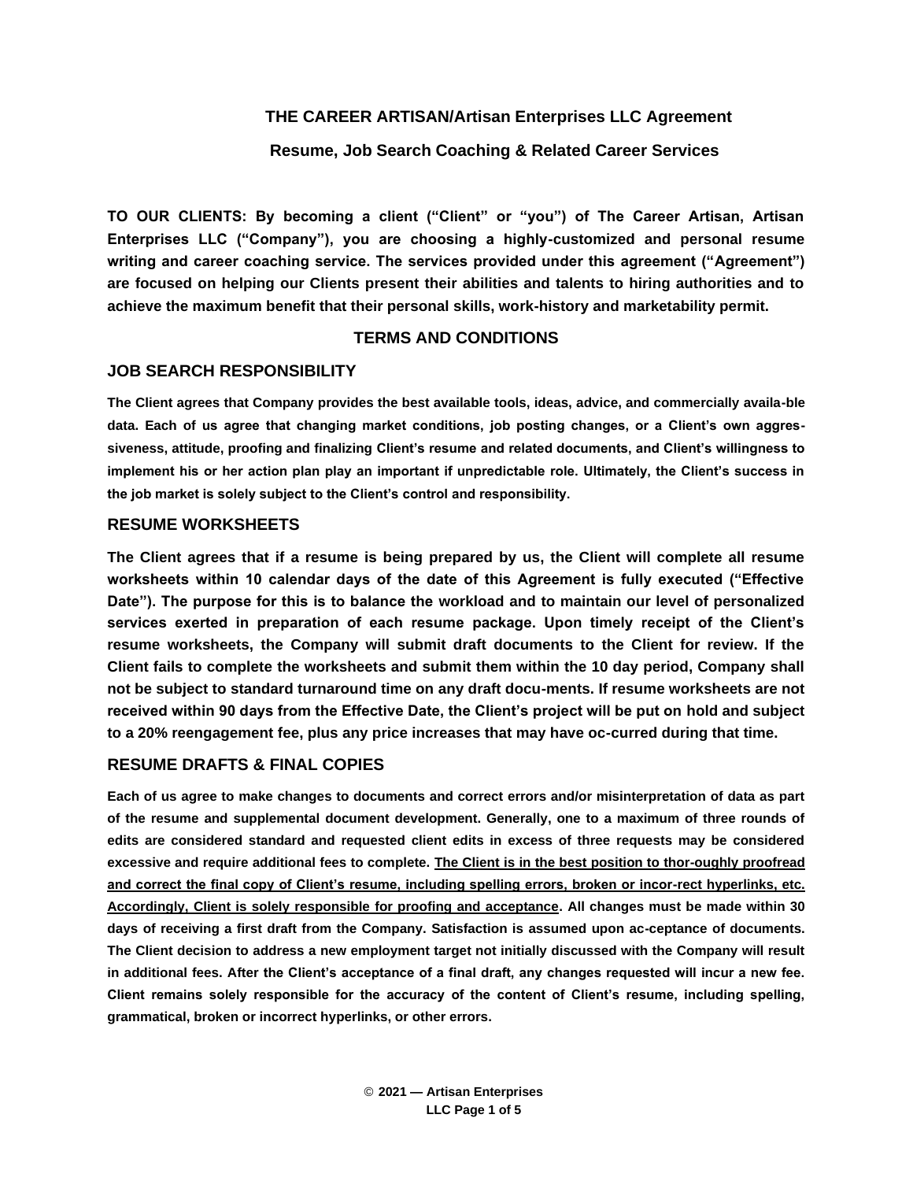# THE CAREER ARTISAN/Artisan Enterprises LLC Agreement

## Resume, Job Search Coaching & Related Career Services

**TO OUR CLIENTS: By becoming a client ("Client" or "you") of The Career Artisan, Artisan Enterprises LLC ("Company"), you are choosing a highly-customized and personal resume writing and career coaching service. The services provided under this agreement ("Agreement") are focused on helping our Clients present their abilities and talents to hiring authorities and to achieve the maximum benefit that their personal skills, work-history and marketability permit.**

### TERMS AND CONDITIONS

### JOB SEARCH RESPONSIBILITY

**The Client agrees that Company provides the best available tools, ideas, advice, and commercially availa-ble data. Each of us agree that changing market conditions, job posting changes, or a Client's own aggres-siveness, attitude, proofing and finalizing Client's resume and related documents, and Client's willingness to implement his or her action plan play an important if unpredictable role. Ultimately, the Client's success in the job market is solely subject to the Client's control and responsibility.**

### RESUME WORKSHEETS

**The Client agrees that if a resume is being prepared by us, the Client will complete all resume worksheets within 10 calendar days of the date of this Agreement is fully executed ("Effective Date"). The purpose for this is to balance the workload and to maintain our level of personalized services exerted in preparation of each resume package. Upon timely receipt of the Client's resume worksheets, the Company will submit draft documents to the Client for review. If the Client fails to complete the worksheets and submit them within the 10 day period, Company shall not be subject to standard turnaround time on any draft docu-ments. If resume worksheets are not received within 90 days from the Effective Date, the Client's project will be put on hold and subject to a 20% reengagement fee, plus any price increases that may have oc-curred during that time.**

### RESUME DRAFTS & FINAL COPIES

**Each of us agree to make changes to documents and correct errors and/or misinterpretation of data as part of the resume and supplemental document development. Generally, one to a maximum of three rounds of edits are considered standard and requested client edits in excess of three requests may be considered excessive and require additional fees to complete. <u>The Client is in the best position to thor-oughly proofread and correct the final copy of Client's resume, including spelling errors, broken or incor-rect hyperlinks, etc. Accordingly, Client is solely responsible for proofing and acceptance</u>. All changes must be made within 30 days of receiving a first draft from the Company. Satisfaction is assumed upon ac-ceptance of documents. The Client decision to address a new employment target not initially discussed with the Company will result in additional fees. After the Client's acceptance of a final draft, any changes requested will incur a new fee. Client remains solely responsible for the accuracy of the content of Client's resume, including spelling, grammatical, broken or incorrect hyperlinks, or other errors.**

**© 2021 — Artisan Enterprises LLC**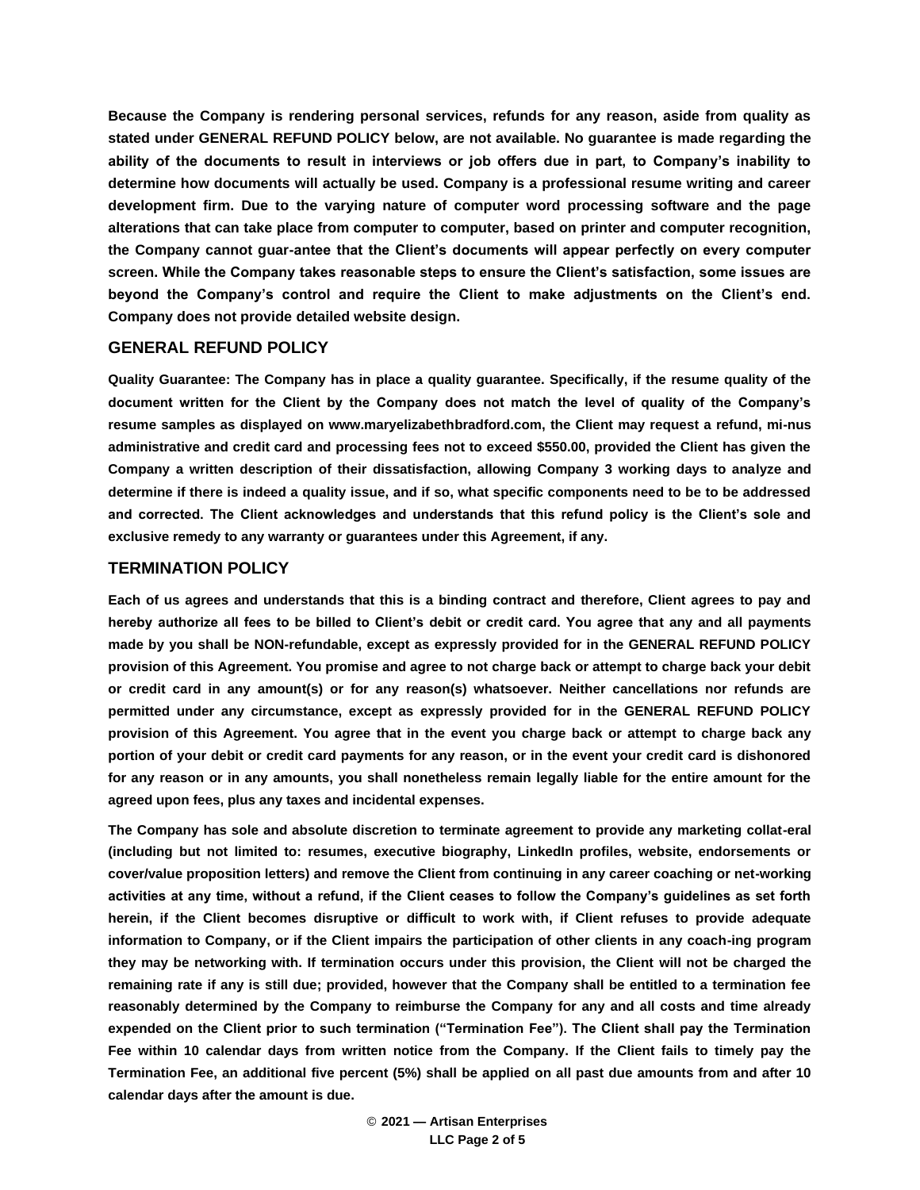**Because the Company is rendering personal services, refunds for any reason, aside from quality as stated under GENERAL REFUND POLICY below, are not available. No guarantee is made regarding the ability of the documents to result in interviews or job offers due in part, to Company's inability to determine how documents will actually be used. Company is a professional resume writing and career development firm. Due to the varying nature of computer word processing software and the page alterations that can take place from computer to computer, based on printer and computer recognition, the Company cannot guar-antee that the Client's documents will appear perfectly on every computer screen. While the Company takes reasonable steps to ensure the Client's satisfaction, some issues are beyond the Company's control and require the Client to make adjustments on the Client's end. Company does not provide detailed website design.**

## GENERAL REFUND POLICY

**Quality Guarantee: The Company has in place a quality guarantee. Specifically, if the resume quality of the document written for the Client by the Company does not match the level of quality of the Company's resume samples as displayed on www.maryelizabethbradford.com, the Client may request a refund, mi-nus administrative and credit card and processing fees not to exceed $550.00, provided the Client has given the Company a written description of their dissatisfaction, allowing Company 3 working days to analyze and determine if there is indeed a quality issue, and if so, what specific components need to be to be addressed and corrected. The Client acknowledges and understands that this refund policy is the Client's sole and exclusive remedy to any warranty or guarantees under this Agreement, if any.**

## TERMINATION POLICY

**Each of us agrees and understands that this is a binding contract and therefore, Client agrees to pay and hereby authorize all fees to be billed to Client's debit or credit card. You agree that any and all payments made by you shall be NON-refundable, except as expressly provided for in the GENERAL REFUND POLICY provision of this Agreement. You promise and agree to not charge back or attempt to charge back your debit or credit card in any amount(s) or for any reason(s) whatsoever. Neither cancellations nor refunds are permitted under any circumstance, except as expressly provided for in the GENERAL REFUND POLICY provision of this Agreement. You agree that in the event you charge back or attempt to charge back any portion of your debit or credit card payments for any reason, or in the event your credit card is dishonored for any reason or in any amounts, you shall nonetheless remain legally liable for the entire amount for the agreed upon fees, plus any taxes and incidental expenses.**

**The Company has sole and absolute discretion to terminate agreement to provide any marketing collat-eral (including but not limited to: resumes, executive biography, LinkedIn profiles, website, endorsements or cover/value proposition letters) and remove the Client from continuing in any career coaching or net-working activities at any time, without a refund, if the Client ceases to follow the Company's guidelines as set forth herein, if the Client becomes disruptive or difficult to work with, if Client refuses to provide adequate information to Company, or if the Client impairs the participation of other clients in any coach-ing program they may be networking with. If termination occurs under this provision, the Client will not be charged the remaining rate if any is still due; provided, however that the Company shall be entitled to a termination fee reasonably determined by the Company to reimburse the Company for any and all costs and time already expended on the Client prior to such termination ("Termination Fee"). The Client shall pay the Termination Fee within 10 calendar days from written notice from the Company. If the Client fails to timely pay the Termination Fee, an additional five percent (5%) shall be applied on all past due amounts from and after 10 calendar days after the amount is due.**

© **2021 — Artisan Enterprises LLC**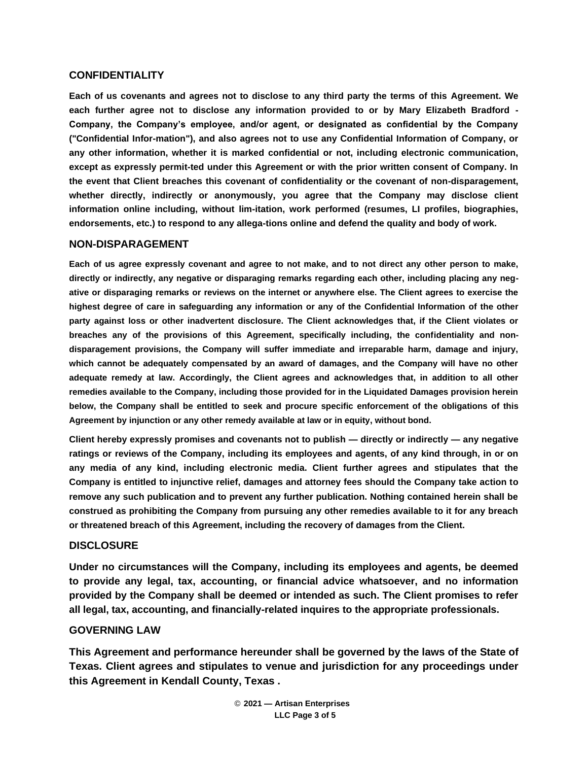## CONFIDENTIALITY

**Each of us covenants and agrees not to disclose to any third party the terms of this Agreement. We each further agree not to disclose any information provided to or by Mary Elizabeth Bradford - Company, the Company's employee, and/or agent, or designated as confidential by the Company ("Confidential Infor-mation"), and also agrees not to use any Confidential Information of Company, or any other information, whether it is marked confidential or not, including electronic communication, except as expressly permit-ted under this Agreement or with the prior written consent of Company. In the event that Client breaches this covenant of confidentiality or the covenant of non-disparagement, whether directly, indirectly or anonymously, you agree that the Company may disclose client information online including, without lim-itation, work performed (resumes, LI profiles, biographies, endorsements, etc.) to respond to any allega-tions online and defend the quality and body of work.**

## NON-DISPARAGEMENT

**Each of us agree expressly covenant and agree to not make, and to not direct any other person to make, directly or indirectly, any negative or disparaging remarks regarding each other, including placing any neg-ative or disparaging remarks or reviews on the internet or anywhere else. The Client agrees to exercise the highest degree of care in safeguarding any information or any of the Confidential Information of the other party against loss or other inadvertent disclosure. The Client acknowledges that, if the Client violates or breaches any of the provisions of this Agreement, specifically including, the confidentiality and non-disparagement provisions, the Company will suffer immediate and irreparable harm, damage and injury, which cannot be adequately compensated by an award of damages, and the Company will have no other adequate remedy at law. Accordingly, the Client agrees and acknowledges that, in addition to all other remedies available to the Company, including those provided for in the Liquidated Damages provision herein below, the Company shall be entitled to seek and procure specific enforcement of the obligations of this Agreement by injunction or any other remedy available at law or in equity, without bond.**

**Client hereby expressly promises and covenants not to publish — directly or indirectly — any negative ratings or reviews of the Company, including its employees and agents, of any kind through, in or on any media of any kind, including electronic media. Client further agrees and stipulates that the Company is entitled to injunctive relief, damages and attorney fees should the Company take action to remove any such publication and to prevent any further publication. Nothing contained herein shall be construed as prohibiting the Company from pursuing any other remedies available to it for any breach or threatened breach of this Agreement, including the recovery of damages from the Client.**

## DISCLOSURE

**Under no circumstances will the Company, including its employees and agents, be deemed to provide any legal, tax, accounting, or financial advice whatsoever, and no information provided by the Company shall be deemed or intended as such. The Client promises to refer all legal, tax, accounting, and financially-related inquires to the appropriate professionals.**

## GOVERNING LAW

**This Agreement and performance hereunder shall be governed by the laws of the State of Texas. Client agrees and stipulates to venue and jurisdiction for any proceedings under this Agreement in Kendall County, Texas .**

© **2021 — Artisan Enterprises LLC**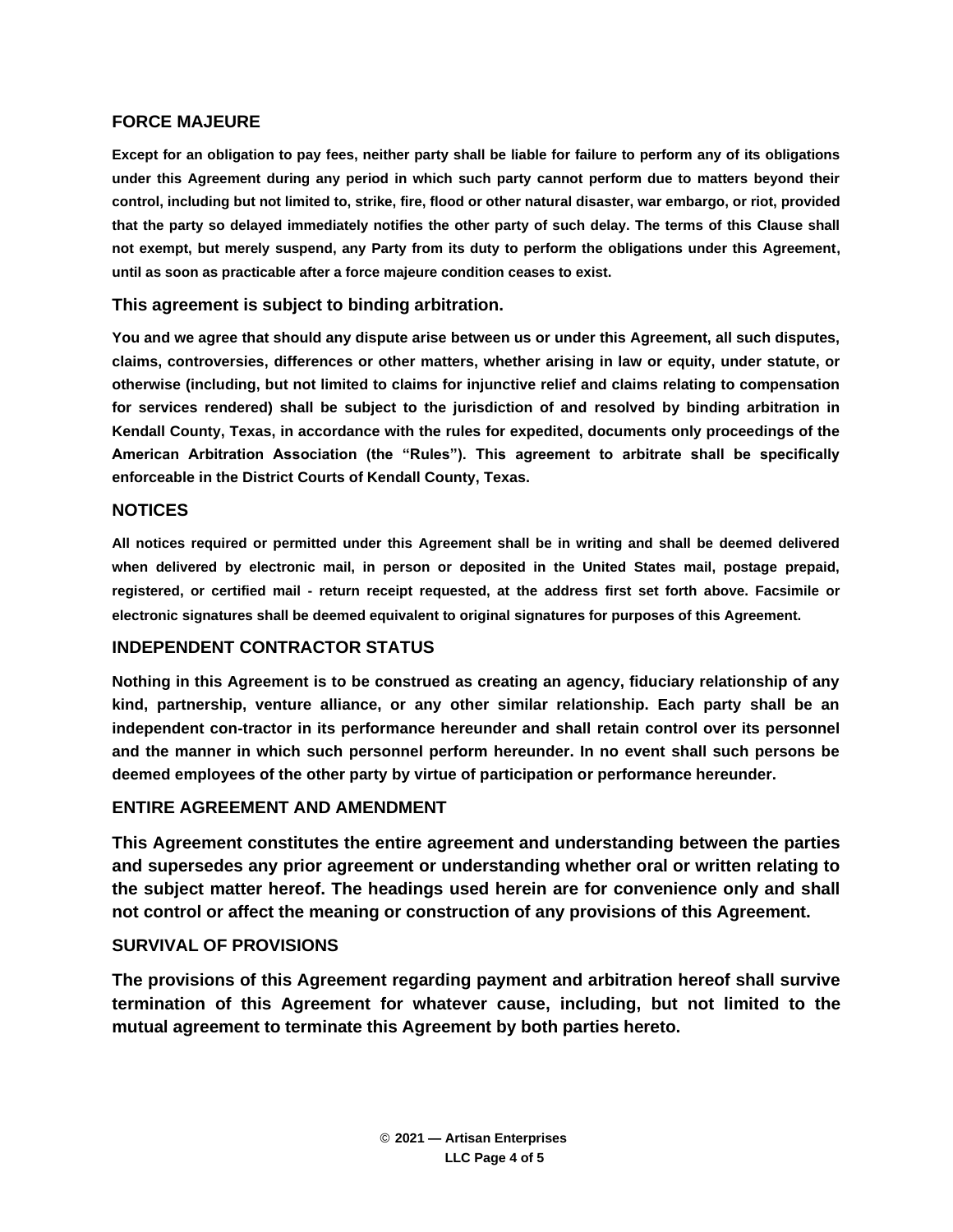## FORCE MAJEURE

**Except for an obligation to pay fees, neither party shall be liable for failure to perform any of its obligations under this Agreement during any period in which such party cannot perform due to matters beyond their control, including but not limited to, strike, fire, flood or other natural disaster, war embargo, or riot, provided that the party so delayed immediately notifies the other party of such delay. The terms of this Clause shall not exempt, but merely suspend, any Party from its duty to perform the obligations under this Agreement, until as soon as practicable after a force majeure condition ceases to exist.**

## This agreement is subject to binding arbitration.

**You and we agree that should any dispute arise between us or under this Agreement, all such disputes, claims, controversies, differences or other matters, whether arising in law or equity, under statute, or otherwise (including, but not limited to claims for injunctive relief and claims relating to compensation for services rendered) shall be subject to the jurisdiction of and resolved by binding arbitration in Kendall County, Texas, in accordance with the rules for expedited, documents only proceedings of the American Arbitration Association (the "Rules"). This agreement to arbitrate shall be specifically enforceable in the District Courts of Kendall County, Texas.**

## NOTICES

**All notices required or permitted under this Agreement shall be in writing and shall be deemed delivered when delivered by electronic mail, in person or deposited in the United States mail, postage prepaid, registered, or certified mail - return receipt requested, at the address first set forth above. Facsimile or electronic signatures shall be deemed equivalent to original signatures for purposes of this Agreement.**

## INDEPENDENT CONTRACTOR STATUS

**Nothing in this Agreement is to be construed as creating an agency, fiduciary relationship of any kind, partnership, venture alliance, or any other similar relationship. Each party shall be an independent con-tractor in its performance hereunder and shall retain control over its personnel and the manner in which such personnel perform hereunder. In no event shall such persons be deemed employees of the other party by virtue of participation or performance hereunder.**

## ENTIRE AGREEMENT AND AMENDMENT

**This Agreement constitutes the entire agreement and understanding between the parties and supersedes any prior agreement or understanding whether oral or written relating to the subject matter hereof. The headings used herein are for convenience only and shall not control or affect the meaning or construction of any provisions of this Agreement.**

## SURVIVAL OF PROVISIONS

**The provisions of this Agreement regarding payment and arbitration hereof shall survive termination of this Agreement for whatever cause, including, but not limited to the mutual agreement to terminate this Agreement by both parties hereto.**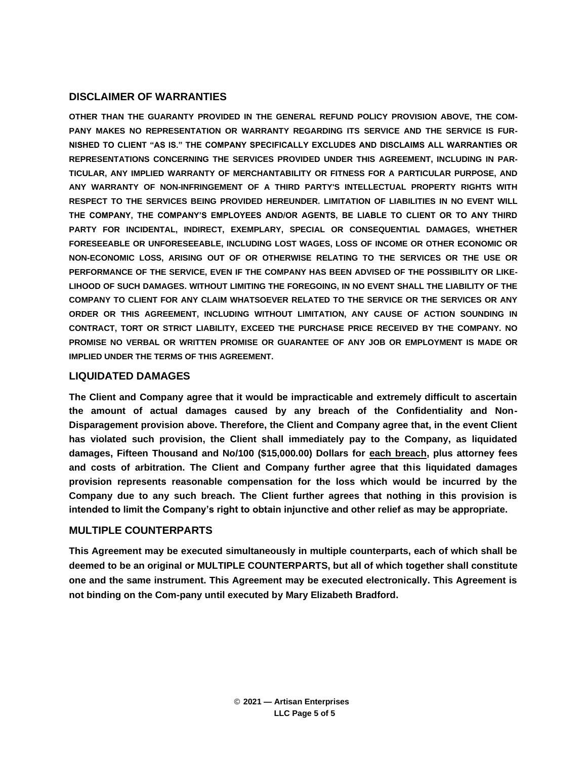## DISCLAIMER OF WARRANTIES

**OTHER THAN THE GUARANTY PROVIDED IN THE GENERAL REFUND POLICY PROVISION ABOVE, THE COMPANY MAKES NO REPRESENTATION OR WARRANTY REGARDING ITS SERVICE AND THE SERVICE IS FURNISHED TO CLIENT "AS IS." THE COMPANY SPECIFICALLY EXCLUDES AND DISCLAIMS ALL WARRANTIES OR REPRESENTATIONS CONCERNING THE SERVICES PROVIDED UNDER THIS AGREEMENT, INCLUDING IN PARTICULAR, ANY IMPLIED WARRANTY OF MERCHANTABILITY OR FITNESS FOR A PARTICULAR PURPOSE, AND ANY WARRANTY OF NON-INFRINGEMENT OF A THIRD PARTY'S INTELLECTUAL PROPERTY RIGHTS WITH RESPECT TO THE SERVICES BEING PROVIDED HEREUNDER. LIMITATION OF LIABILITIES IN NO EVENT WILL THE COMPANY, THE COMPANY'S EMPLOYEES AND/OR AGENTS, BE LIABLE TO CLIENT OR TO ANY THIRD PARTY FOR INCIDENTAL, INDIRECT, EXEMPLARY, SPECIAL OR CONSEQUENTIAL DAMAGES, WHETHER FORESEEABLE OR UNFORESEEABLE, INCLUDING LOST WAGES, LOSS OF INCOME OR OTHER ECONOMIC OR NON-ECONOMIC LOSS, ARISING OUT OF OR OTHERWISE RELATING TO THE SERVICES OR THE USE OR PERFORMANCE OF THE SERVICE, EVEN IF THE COMPANY HAS BEEN ADVISED OF THE POSSIBILITY OR LIKELIHOOD OF SUCH DAMAGES. WITHOUT LIMITING THE FOREGOING, IN NO EVENT SHALL THE LIABILITY OF THE COMPANY TO CLIENT FOR ANY CLAIM WHATSOEVER RELATED TO THE SERVICE OR THE SERVICES OR ANY ORDER OR THIS AGREEMENT, INCLUDING WITHOUT LIMITATION, ANY CAUSE OF ACTION SOUNDING IN CONTRACT, TORT OR STRICT LIABILITY, EXCEED THE PURCHASE PRICE RECEIVED BY THE COMPANY. NO PROMISE NO VERBAL OR WRITTEN PROMISE OR GUARANTEE OF ANY JOB OR EMPLOYMENT IS MADE OR IMPLIED UNDER THE TERMS OF THIS AGREEMENT.**

## LIQUIDATED DAMAGES

**The Client and Company agree that it would be impracticable and extremely difficult to ascertain the amount of actual damages caused by any breach of the Confidentiality and Non-Disparagement provision above. Therefore, the Client and Company agree that, in the event Client has violated such provision, the Client shall immediately pay to the Company, as liquidated damages, Fifteen Thousand and No/100 ($15,000.00) Dollars for <u>each breach</u>, plus attorney fees and costs of arbitration. The Client and Company further agree that this liquidated damages provision represents reasonable compensation for the loss which would be incurred by the Company due to any such breach. The Client further agrees that nothing in this provision is intended to limit the Company's right to obtain injunctive and other relief as may be appropriate.**

## MULTIPLE COUNTERPARTS

**This Agreement may be executed simultaneously in multiple counterparts, each of which shall be deemed to be an original or MULTIPLE COUNTERPARTS, but all of which together shall constitute one and the same instrument. This Agreement may be executed electronically. This Agreement is not binding on the Com-pany until executed by Mary Elizabeth Bradford.**